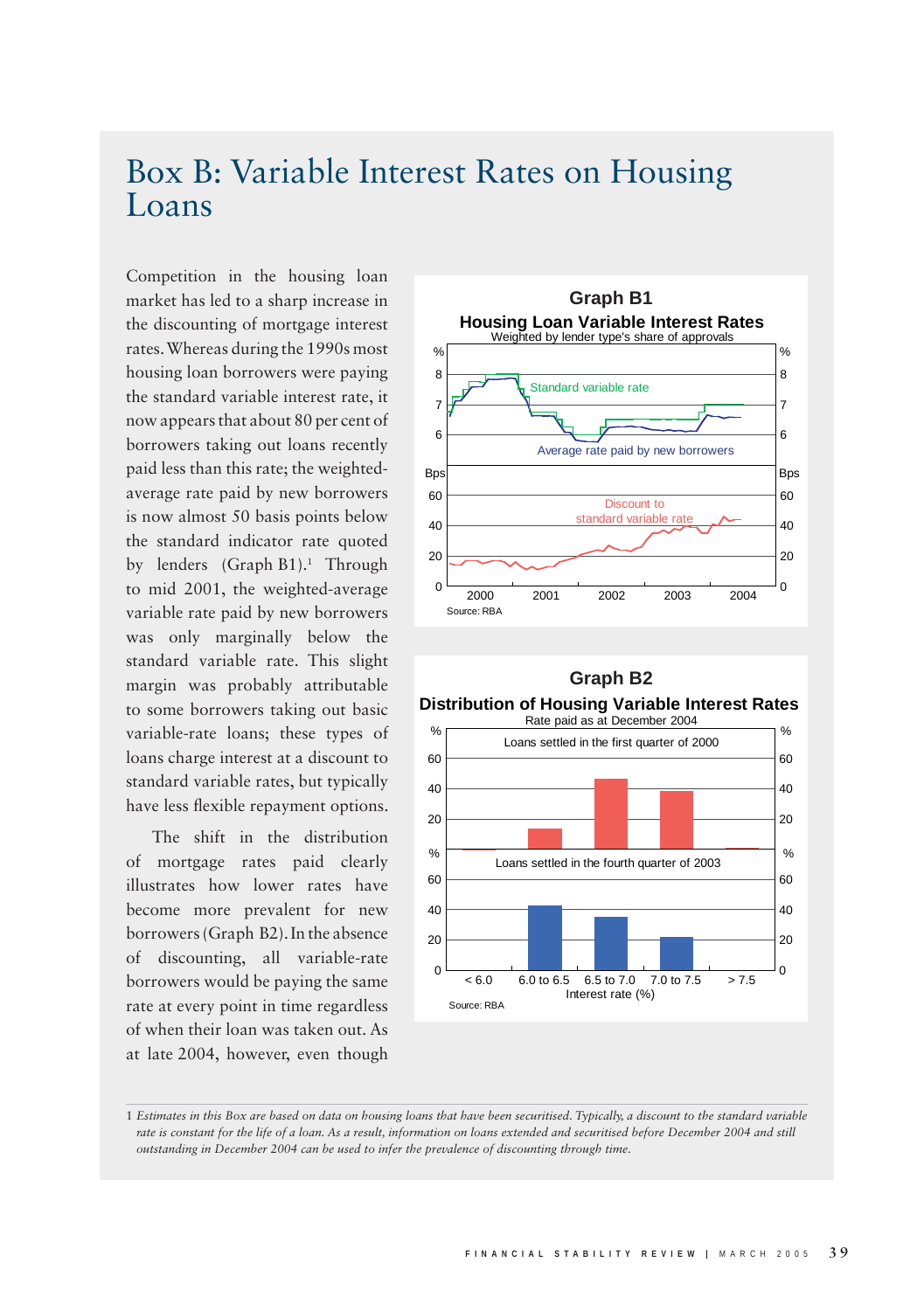# Box B: Variable Interest Rates on Housing Loans

Competition in the housing loan market has led to a sharp increase in the discounting of mortgage interest rates. Whereas during the 1990s most housing loan borrowers were paying the standard variable interest rate, it now appears that about 80 per cent of borrowers taking out loans recently paid less than this rate; the weighted-average rate paid by new borrowers is now almost 50 basis points below the standard indicator rate quoted by lenders (Graph B1).[1] Through to mid 2001, the weighted-average variable rate paid by new borrowers was only marginally below the standard variable rate. This slight margin was probably attributable to some borrowers taking out basic variable-rate loans; these types of loans charge interest at a discount to standard variable rates, but typically have less flexible repayment options.

The shift in the distribution of mortgage rates paid clearly illustrates how lower rates have become more prevalent for new borrowers (Graph B2). In the absence of discounting, all variable-rate borrowers would be paying the same rate at every point in time regardless of when their loan was taken out. As at late 2004, however, even though

**Graph B1**
**Housing Loan Variable Interest Rates**
Weighted by lender type's share of approvals

Source: RBA

**Graph B2**
**Distribution of Housing Variable Interest Rates**
Rate paid as at December 2004

Source: RBA

---

1 *Estimates in this Box are based on data on housing loans that have been securitised. Typically, a discount to the standard variable rate is constant for the life of a loan. As a result, information on loans extended and securitised before December 2004 and still outstanding in December 2004 can be used to infer the prevalence of discounting through time.*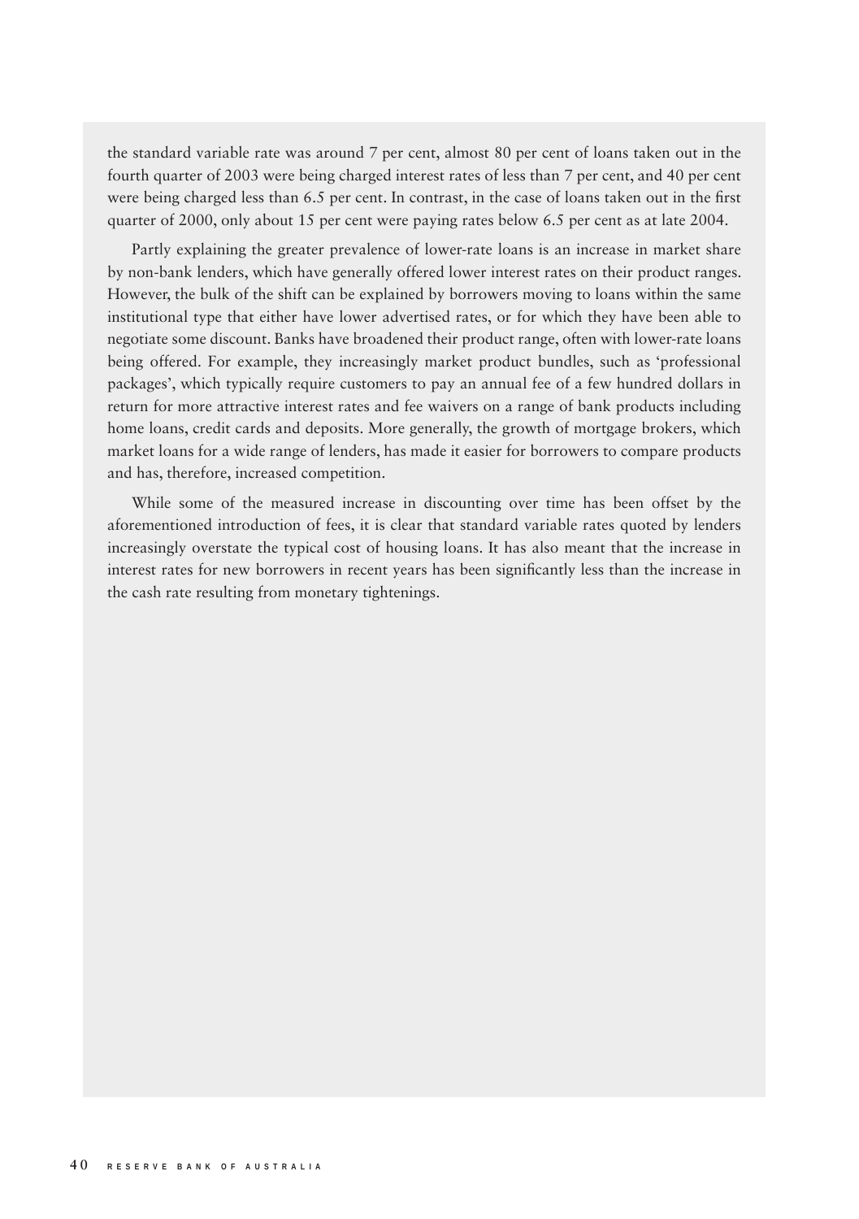the standard variable rate was around 7 per cent, almost 80 per cent of loans taken out in the fourth quarter of 2003 were being charged interest rates of less than 7 per cent, and 40 per cent were being charged less than 6.5 per cent. In contrast, in the case of loans taken out in the first quarter of 2000, only about 15 per cent were paying rates below 6.5 per cent as at late 2004.

Partly explaining the greater prevalence of lower-rate loans is an increase in market share by non-bank lenders, which have generally offered lower interest rates on their product ranges. However, the bulk of the shift can be explained by borrowers moving to loans within the same institutional type that either have lower advertised rates, or for which they have been able to negotiate some discount. Banks have broadened their product range, often with lower-rate loans being offered. For example, they increasingly market product bundles, such as 'professional packages', which typically require customers to pay an annual fee of a few hundred dollars in return for more attractive interest rates and fee waivers on a range of bank products including home loans, credit cards and deposits. More generally, the growth of mortgage brokers, which market loans for a wide range of lenders, has made it easier for borrowers to compare products and has, therefore, increased competition.

While some of the measured increase in discounting over time has been offset by the aforementioned introduction of fees, it is clear that standard variable rates quoted by lenders increasingly overstate the typical cost of housing loans. It has also meant that the increase in interest rates for new borrowers in recent years has been significantly less than the increase in the cash rate resulting from monetary tightenings.